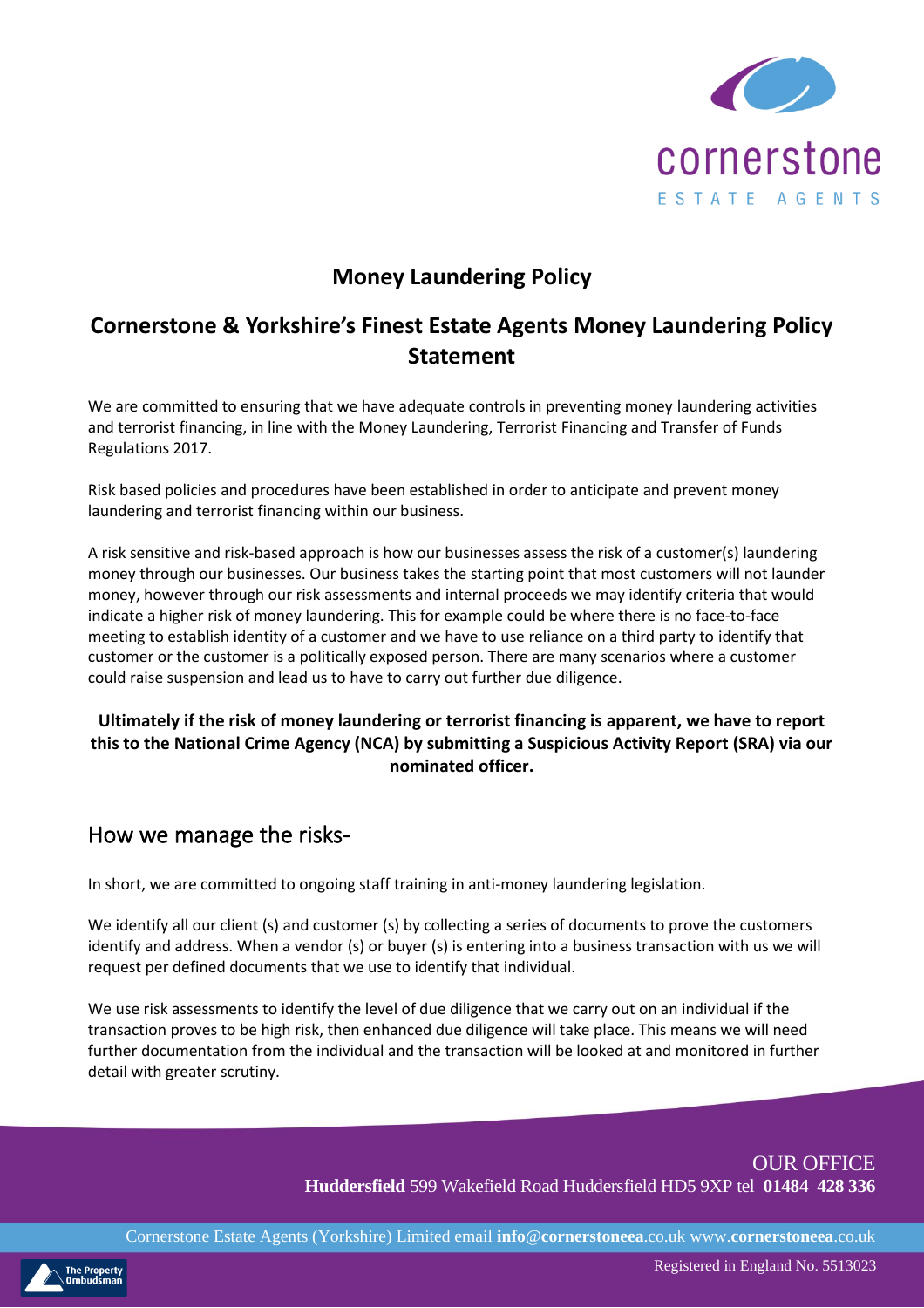# Money Laundering Policy

## Cornerstone & Yorkshire's Finest Estate Agents Money Laundering Policy Statement

We are committed to ensuring that we have adequate controls in preventing money laundering activities and terrorist financing, in line with the Money Laundering, Terrorist Financing and Transfer of Funds Regulations 2017.

Risk based policies and procedures have been established in order to anticipate and prevent money laundering and terrorist financing within our business.

A risk sensitive and risk-based approach is how our businesses assess the risk of a customer(s) laundering money through our businesses. Our business takes the starting point that most customers will not launder money, however through our risk assessments and internal proceeds we may identify criteria that would indicate a higher risk of money laundering. This for example could be where there is no face-to-face meeting to establish identity of a customer and we have to use reliance on a third party to identify that customer or the customer is a politically exposed person. There are many scenarios where a customer could raise suspension and lead us to have to carry out further due diligence.

**Ultimately if the risk of money laundering or terrorist financing is apparent, we have to report this to the National Crime Agency (NCA) by submitting a Suspicious Activity Report (SRA) via our nominated officer.**

## How we manage the risks-

In short, we are committed to ongoing staff training in anti-money laundering legislation.

We identify all our client (s) and customer (s) by collecting a series of documents to prove the customers identify and address. When a vendor (s) or buyer (s) is entering into a business transaction with us we will request per defined documents that we use to identify that individual.

We use risk assessments to identify the level of due diligence that we carry out on an individual if the transaction proves to be high risk, then enhanced due diligence will take place. This means we will need further documentation from the individual and the transaction will be looked at and monitored in further detail with greater scrutiny.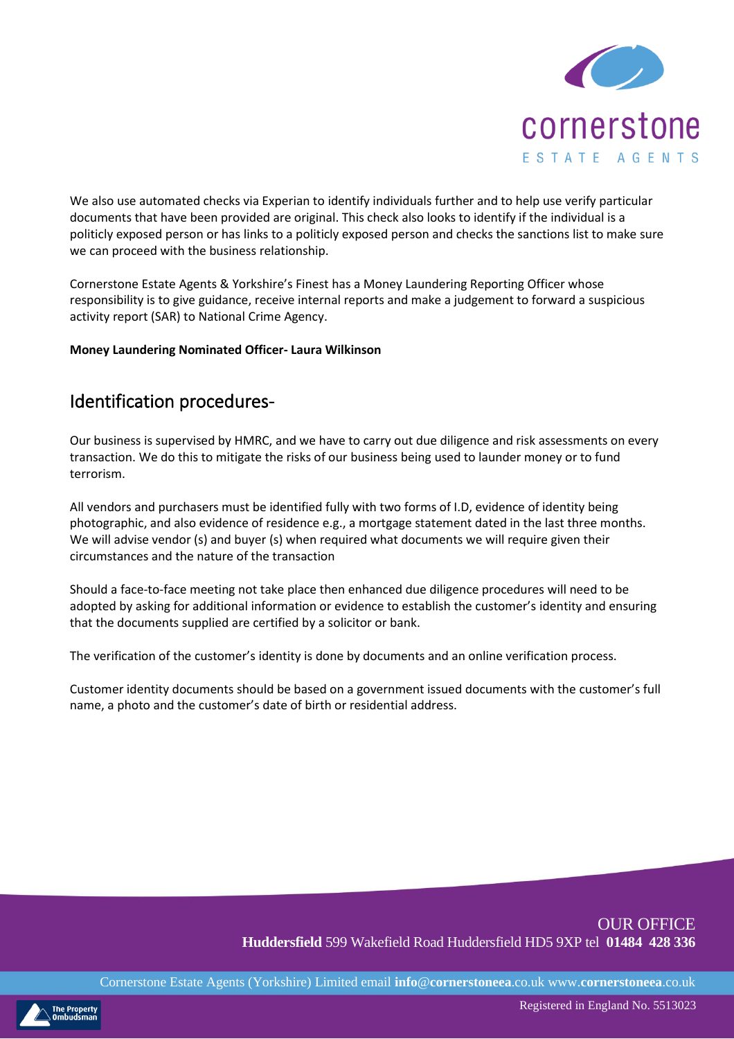We also use automated checks via Experian to identify individuals further and to help use verify particular documents that have been provided are original. This check also looks to identify if the individual is a politicly exposed person or has links to a politicly exposed person and checks the sanctions list to make sure we can proceed with the business relationship.

Cornerstone Estate Agents & Yorkshire's Finest has a Money Laundering Reporting Officer whose responsibility is to give guidance, receive internal reports and make a judgement to forward a suspicious activity report (SAR) to National Crime Agency.

**Money Laundering Nominated Officer- Laura Wilkinson**

## Identification procedures-

Our business is supervised by HMRC, and we have to carry out due diligence and risk assessments on every transaction. We do this to mitigate the risks of our business being used to launder money or to fund terrorism.

All vendors and purchasers must be identified fully with two forms of I.D, evidence of identity being photographic, and also evidence of residence e.g., a mortgage statement dated in the last three months. We will advise vendor (s) and buyer (s) when required what documents we will require given their circumstances and the nature of the transaction

Should a face-to-face meeting not take place then enhanced due diligence procedures will need to be adopted by asking for additional information or evidence to establish the customer's identity and ensuring that the documents supplied are certified by a solicitor or bank.

The verification of the customer's identity is done by documents and an online verification process.

Customer identity documents should be based on a government issued documents with the customer's full name, a photo and the customer's date of birth or residential address.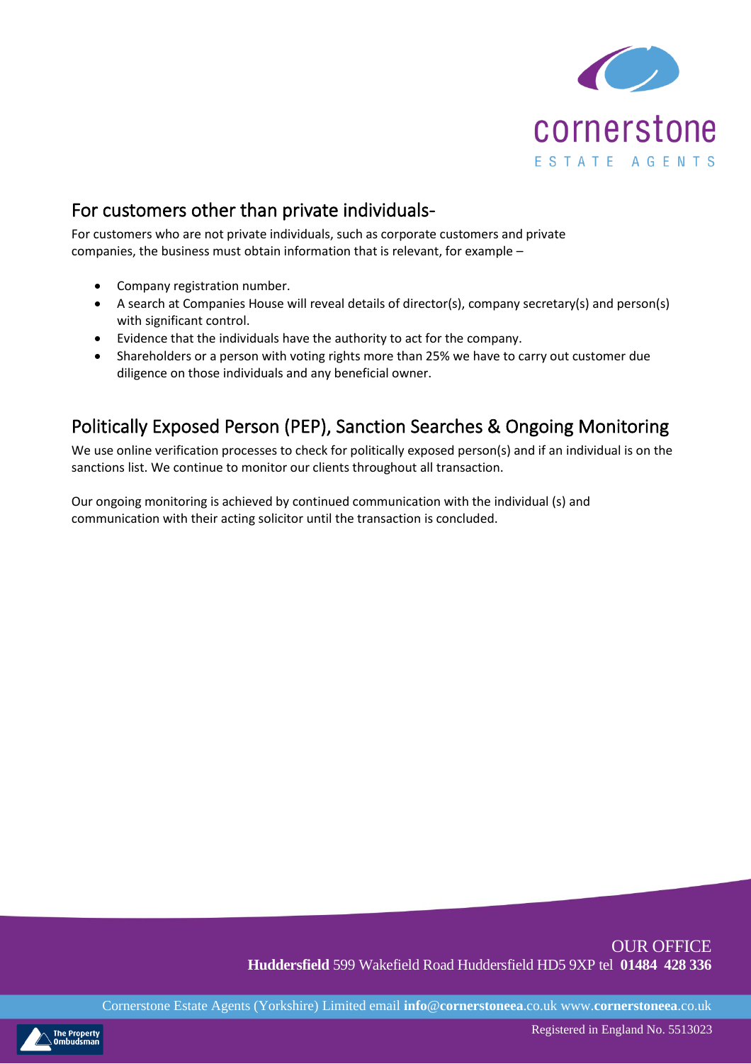## For customers other than private individuals-

For customers who are not private individuals, such as corporate customers and private companies, the business must obtain information that is relevant, for example –

- Company registration number.
- A search at Companies House will reveal details of director(s), company secretary(s) and person(s) with significant control.
- Evidence that the individuals have the authority to act for the company.
- Shareholders or a person with voting rights more than 25% we have to carry out customer due diligence on those individuals and any beneficial owner.

## Politically Exposed Person (PEP), Sanction Searches & Ongoing Monitoring

We use online verification processes to check for politically exposed person(s) and if an individual is on the sanctions list. We continue to monitor our clients throughout all transaction.

Our ongoing monitoring is achieved by continued communication with the individual (s) and communication with their acting solicitor until the transaction is concluded.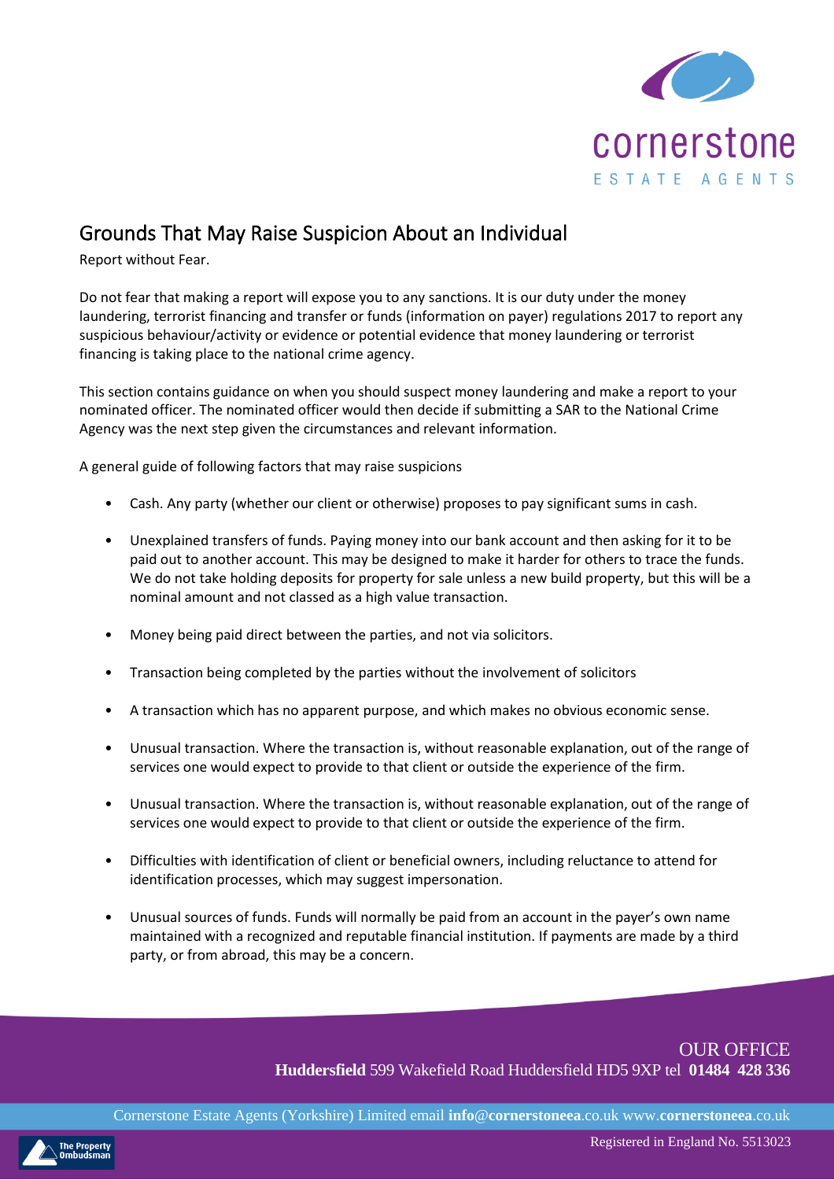## Grounds That May Raise Suspicion About an Individual

Report without Fear.

Do not fear that making a report will expose you to any sanctions. It is our duty under the money laundering, terrorist financing and transfer or funds (information on payer) regulations 2017 to report any suspicious behaviour/activity or evidence or potential evidence that money laundering or terrorist financing is taking place to the national crime agency.

This section contains guidance on when you should suspect money laundering and make a report to your nominated officer. The nominated officer would then decide if submitting a SAR to the National Crime Agency was the next step given the circumstances and relevant information.

A general guide of following factors that may raise suspicions

- Cash. Any party (whether our client or otherwise) proposes to pay significant sums in cash.
- Unexplained transfers of funds. Paying money into our bank account and then asking for it to be paid out to another account. This may be designed to make it harder for others to trace the funds. We do not take holding deposits for property for sale unless a new build property, but this will be a nominal amount and not classed as a high value transaction.
- Money being paid direct between the parties, and not via solicitors.
- Transaction being completed by the parties without the involvement of solicitors
- A transaction which has no apparent purpose, and which makes no obvious economic sense.
- Unusual transaction. Where the transaction is, without reasonable explanation, out of the range of services one would expect to provide to that client or outside the experience of the firm.
- Unusual transaction. Where the transaction is, without reasonable explanation, out of the range of services one would expect to provide to that client or outside the experience of the firm.
- Difficulties with identification of client or beneficial owners, including reluctance to attend for identification processes, which may suggest impersonation.
- Unusual sources of funds. Funds will normally be paid from an account in the payer's own name maintained with a recognized and reputable financial institution. If payments are made by a third party, or from abroad, this may be a concern.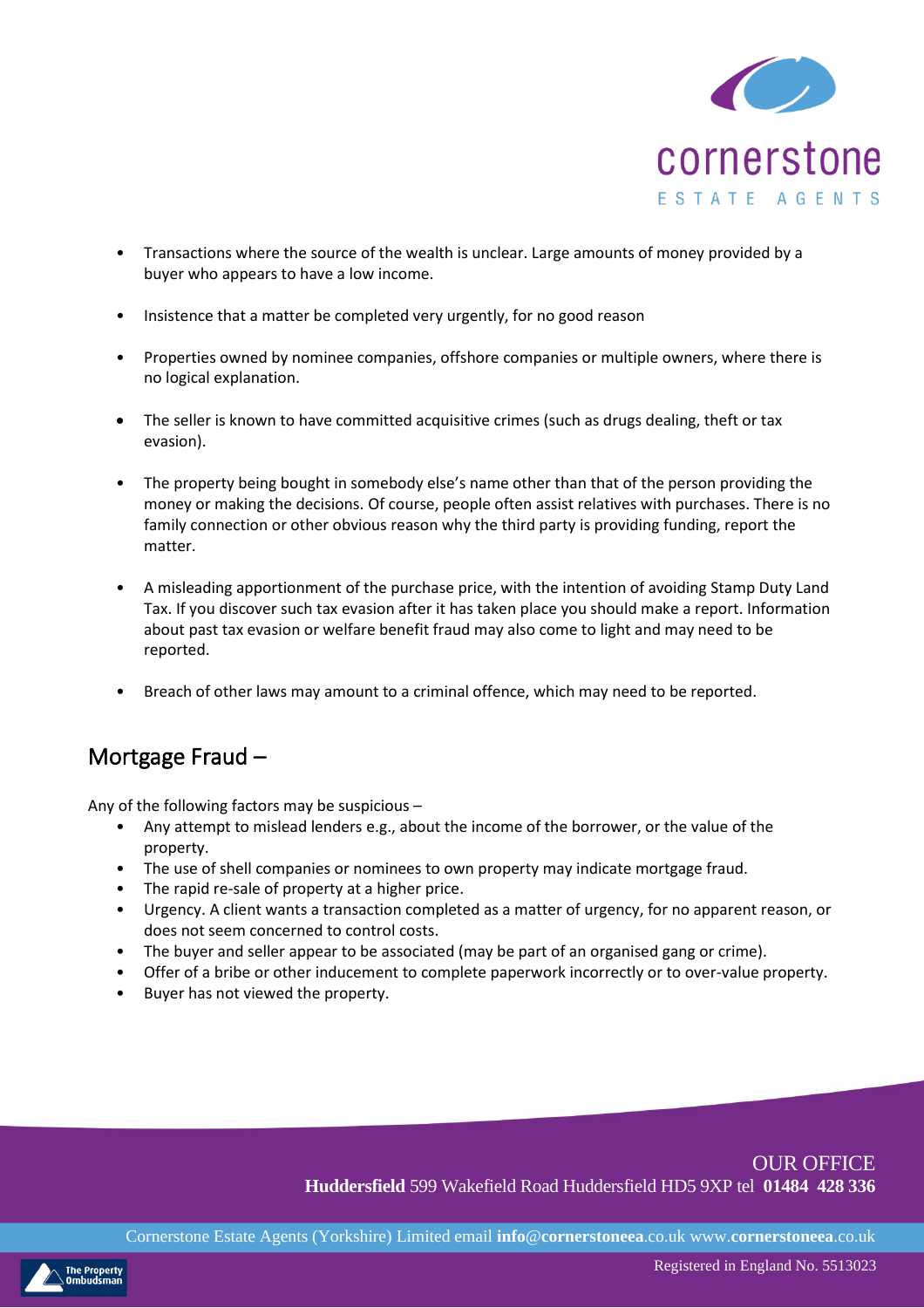- Transactions where the source of the wealth is unclear. Large amounts of money provided by a buyer who appears to have a low income.

- Insistence that a matter be completed very urgently, for no good reason

- Properties owned by nominee companies, offshore companies or multiple owners, where there is no logical explanation.

- The seller is known to have committed acquisitive crimes (such as drugs dealing, theft or tax evasion).

- The property being bought in somebody else's name other than that of the person providing the money or making the decisions. Of course, people often assist relatives with purchases. There is no family connection or other obvious reason why the third party is providing funding, report the matter.

- A misleading apportionment of the purchase price, with the intention of avoiding Stamp Duty Land Tax. If you discover such tax evasion after it has taken place you should make a report. Information about past tax evasion or welfare benefit fraud may also come to light and may need to be reported.

- Breach of other laws may amount to a criminal offence, which may need to be reported.

## Mortgage Fraud –

Any of the following factors may be suspicious –

- Any attempt to mislead lenders e.g., about the income of the borrower, or the value of the property.
- The use of shell companies or nominees to own property may indicate mortgage fraud.
- The rapid re-sale of property at a higher price.
- Urgency. A client wants a transaction completed as a matter of urgency, for no apparent reason, or does not seem concerned to control costs.
- The buyer and seller appear to be associated (may be part of an organised gang or crime).
- Offer of a bribe or other inducement to complete paperwork incorrectly or to over-value property.
- Buyer has not viewed the property.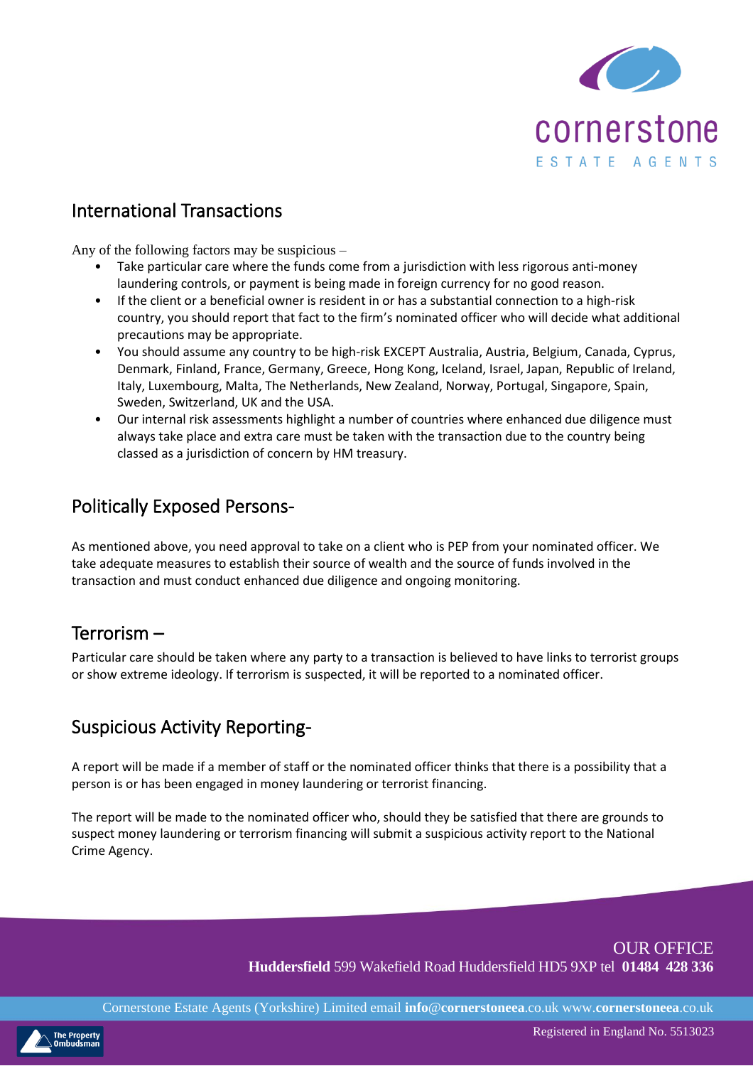## International Transactions

Any of the following factors may be suspicious –

- Take particular care where the funds come from a jurisdiction with less rigorous anti-money laundering controls, or payment is being made in foreign currency for no good reason.
- If the client or a beneficial owner is resident in or has a substantial connection to a high-risk country, you should report that fact to the firm's nominated officer who will decide what additional precautions may be appropriate.
- You should assume any country to be high-risk EXCEPT Australia, Austria, Belgium, Canada, Cyprus, Denmark, Finland, France, Germany, Greece, Hong Kong, Iceland, Israel, Japan, Republic of Ireland, Italy, Luxembourg, Malta, The Netherlands, New Zealand, Norway, Portugal, Singapore, Spain, Sweden, Switzerland, UK and the USA.
- Our internal risk assessments highlight a number of countries where enhanced due diligence must always take place and extra care must be taken with the transaction due to the country being classed as a jurisdiction of concern by HM treasury.

## Politically Exposed Persons-

As mentioned above, you need approval to take on a client who is PEP from your nominated officer. We take adequate measures to establish their source of wealth and the source of funds involved in the transaction and must conduct enhanced due diligence and ongoing monitoring.

## Terrorism –

Particular care should be taken where any party to a transaction is believed to have links to terrorist groups or show extreme ideology. If terrorism is suspected, it will be reported to a nominated officer.

## Suspicious Activity Reporting-

A report will be made if a member of staff or the nominated officer thinks that there is a possibility that a person is or has been engaged in money laundering or terrorist financing.

The report will be made to the nominated officer who, should they be satisfied that there are grounds to suspect money laundering or terrorism financing will submit a suspicious activity report to the National Crime Agency.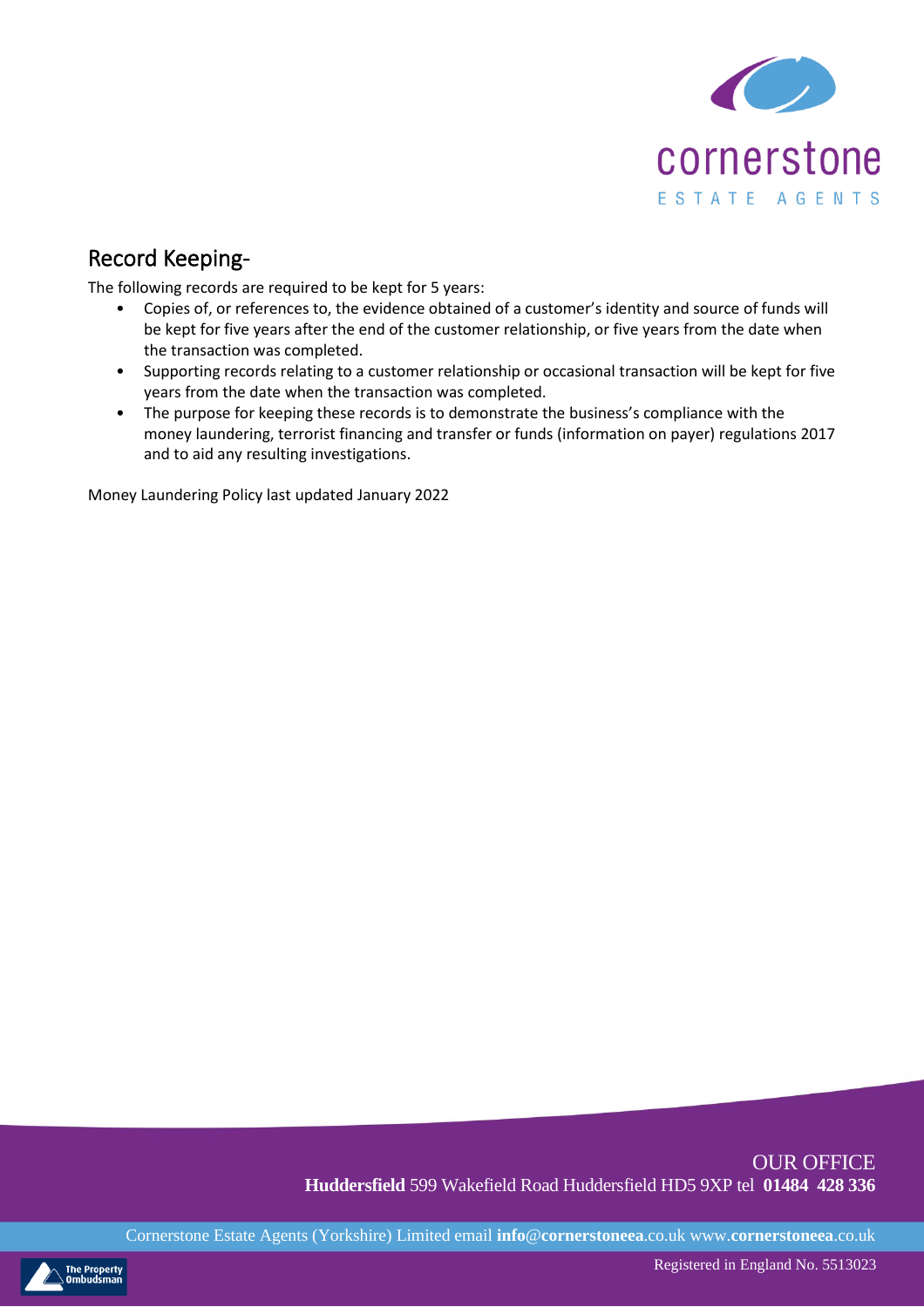## Record Keeping-

The following records are required to be kept for 5 years:

- Copies of, or references to, the evidence obtained of a customer's identity and source of funds will be kept for five years after the end of the customer relationship, or five years from the date when the transaction was completed.
- Supporting records relating to a customer relationship or occasional transaction will be kept for five years from the date when the transaction was completed.
- The purpose for keeping these records is to demonstrate the business's compliance with the money laundering, terrorist financing and transfer or funds (information on payer) regulations 2017 and to aid any resulting investigations.

Money Laundering Policy last updated January 2022